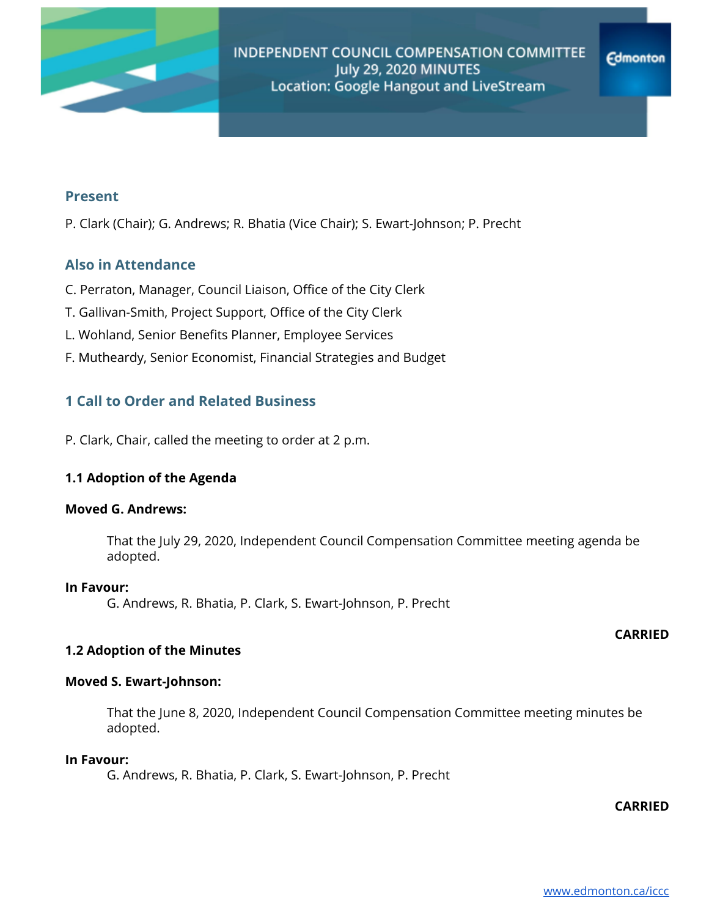# INDEPENDENT COUNCIL COMPENSATION COMMITTEE
## July 29, 2020 MINUTES
Location: Google Hangout and LiveStream

Edmonton

## Present

P. Clark (Chair); G. Andrews; R. Bhatia (Vice Chair); S. Ewart-Johnson; P. Precht

## Also in Attendance

C. Perraton, Manager, Council Liaison, Office of the City Clerk

T. Gallivan-Smith, Project Support, Office of the City Clerk

L. Wohland, Senior Benefits Planner, Employee Services

F. Mutheardy, Senior Economist, Financial Strategies and Budget

## 1 Call to Order and Related Business

P. Clark, Chair, called the meeting to order at 2 p.m.

### 1.1 Adoption of the Agenda

**Moved G. Andrews:**

> That the July 29, 2020, Independent Council Compensation Committee meeting agenda be adopted.

**In Favour:**
> G. Andrews, R. Bhatia, P. Clark, S. Ewart-Johnson, P. Precht

**CARRIED**

### 1.2 Adoption of the Minutes

**Moved S. Ewart-Johnson:**

> That the June 8, 2020, Independent Council Compensation Committee meeting minutes be adopted.

**In Favour:**
> G. Andrews, R. Bhatia, P. Clark, S. Ewart-Johnson, P. Precht

**CARRIED**

www.edmonton.ca/iccc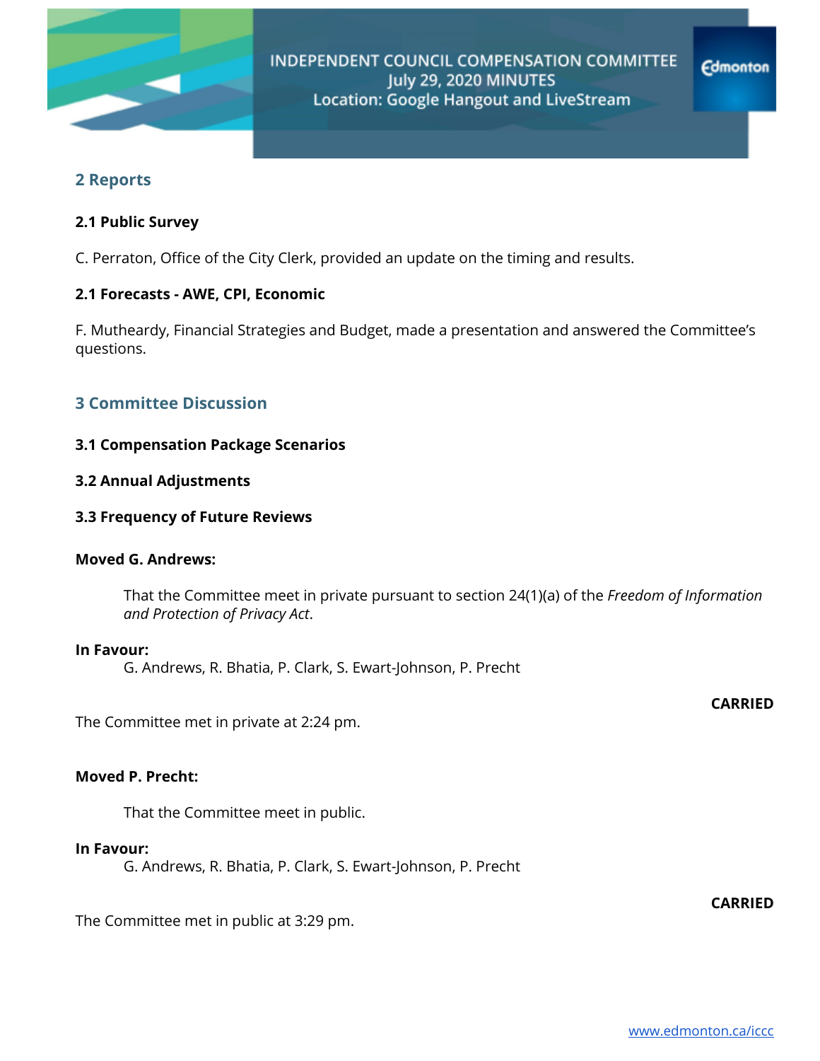## 2 Reports

### 2.1 Public Survey

C. Perraton, Office of the City Clerk, provided an update on the timing and results.

### 2.1 Forecasts - AWE, CPI, Economic

F. Mutheardy, Financial Strategies and Budget, made a presentation and answered the Committee's questions.

## 3 Committee Discussion

### 3.1 Compensation Package Scenarios

### 3.2 Annual Adjustments

### 3.3 Frequency of Future Reviews

**Moved G. Andrews:**

> That the Committee meet in private pursuant to section 24(1)(a) of the *Freedom of Information and Protection of Privacy Act*.

**In Favour:**

> G. Andrews, R. Bhatia, P. Clark, S. Ewart-Johnson, P. Precht

**CARRIED**

The Committee met in private at 2:24 pm.

**Moved P. Precht:**

> That the Committee meet in public.

**In Favour:**

> G. Andrews, R. Bhatia, P. Clark, S. Ewart-Johnson, P. Precht

**CARRIED**

The Committee met in public at 3:29 pm.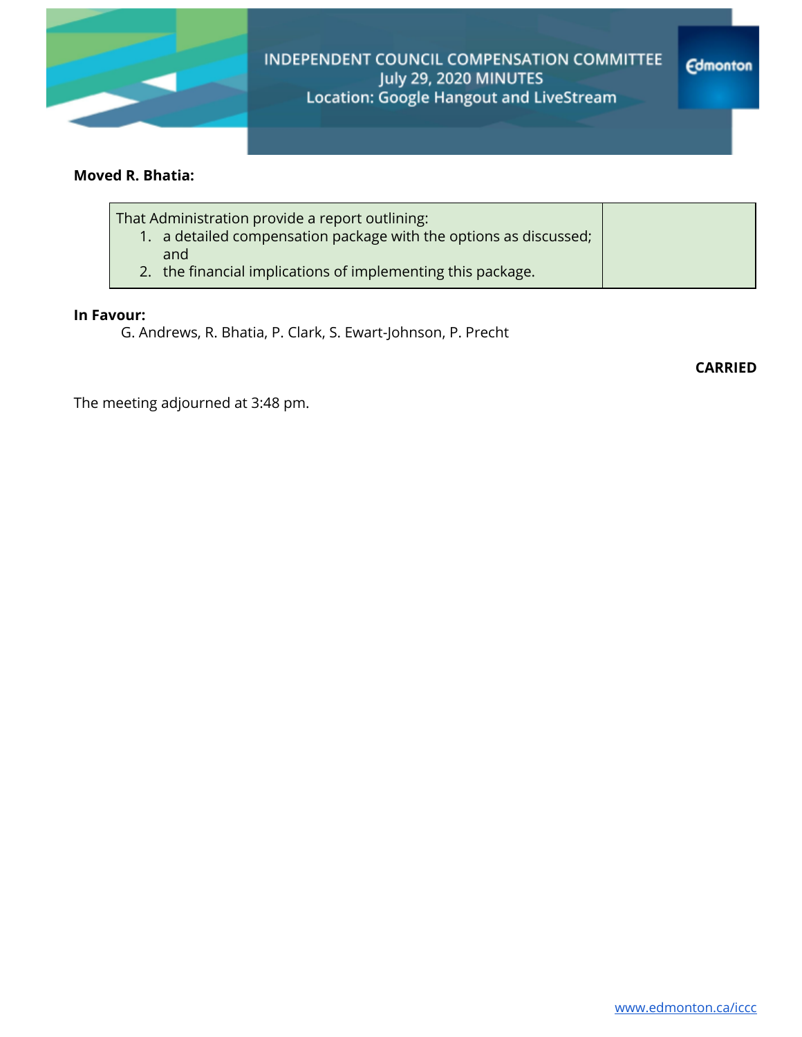**Moved R. Bhatia:**

| | |
|---|---|
| That Administration provide a report outlining:<br>1. a detailed compensation package with the options as discussed; and<br>2. the financial implications of implementing this package. | |

**In Favour:**

G. Andrews, R. Bhatia, P. Clark, S. Ewart-Johnson, P. Precht

**CARRIED**

The meeting adjourned at 3:48 pm.